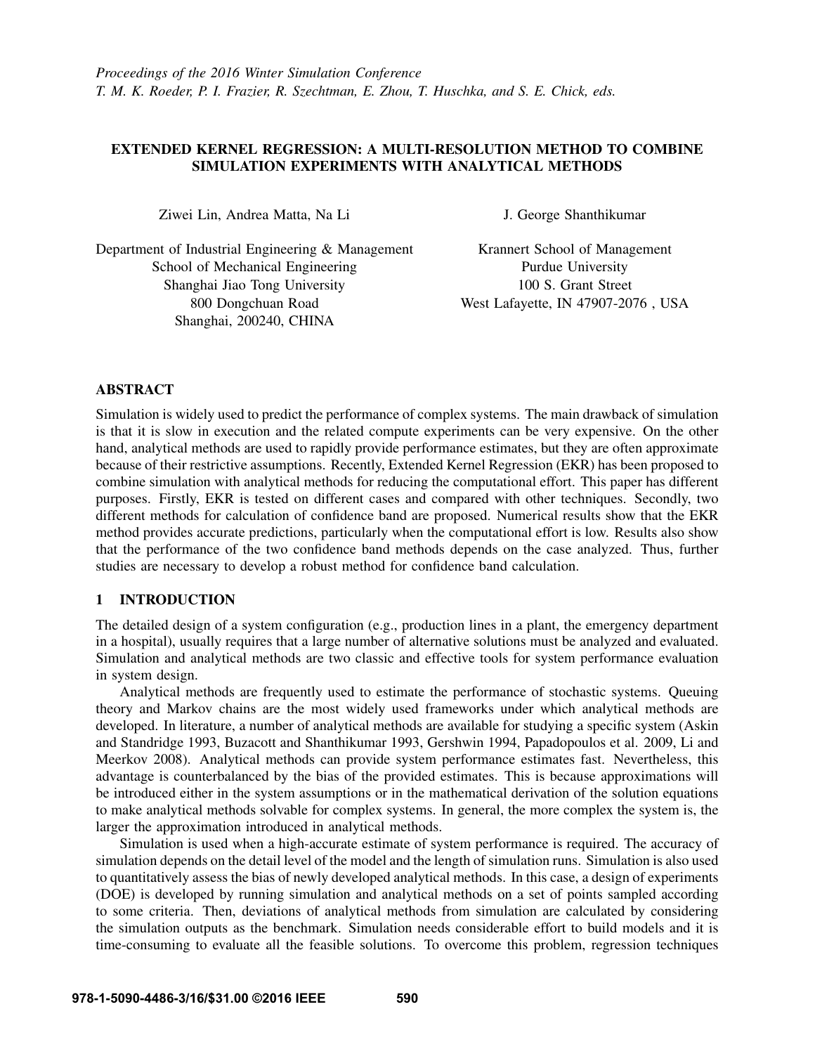*Proceedings of the 2016 Winter Simulation Conference*
*T. M. K. Roeder, P. I. Frazier, R. Szechtman, E. Zhou, T. Huschka, and S. E. Chick, eds.*

# EXTENDED KERNEL REGRESSION: A MULTI-RESOLUTION METHOD TO COMBINE SIMULATION EXPERIMENTS WITH ANALYTICAL METHODS

Ziwei Lin, Andrea Matta, Na Li

Department of Industrial Engineering & Management
School of Mechanical Engineering
Shanghai Jiao Tong University
800 Dongchuan Road
Shanghai, 200240, CHINA

J. George Shanthikumar

Krannert School of Management
Purdue University
100 S. Grant Street
West Lafayette, IN 47907-2076 , USA

## ABSTRACT

Simulation is widely used to predict the performance of complex systems. The main drawback of simulation is that it is slow in execution and the related compute experiments can be very expensive. On the other hand, analytical methods are used to rapidly provide performance estimates, but they are often approximate because of their restrictive assumptions. Recently, Extended Kernel Regression (EKR) has been proposed to combine simulation with analytical methods for reducing the computational effort. This paper has different purposes. Firstly, EKR is tested on different cases and compared with other techniques. Secondly, two different methods for calculation of confidence band are proposed. Numerical results show that the EKR method provides accurate predictions, particularly when the computational effort is low. Results also show that the performance of the two confidence band methods depends on the case analyzed. Thus, further studies are necessary to develop a robust method for confidence band calculation.

## 1 INTRODUCTION

The detailed design of a system configuration (e.g., production lines in a plant, the emergency department in a hospital), usually requires that a large number of alternative solutions must be analyzed and evaluated. Simulation and analytical methods are two classic and effective tools for system performance evaluation in system design.

Analytical methods are frequently used to estimate the performance of stochastic systems. Queuing theory and Markov chains are the most widely used frameworks under which analytical methods are developed. In literature, a number of analytical methods are available for studying a specific system (Askin and Standridge 1993, Buzacott and Shanthikumar 1993, Gershwin 1994, Papadopoulos et al. 2009, Li and Meerkov 2008). Analytical methods can provide system performance estimates fast. Nevertheless, this advantage is counterbalanced by the bias of the provided estimates. This is because approximations will be introduced either in the system assumptions or in the mathematical derivation of the solution equations to make analytical methods solvable for complex systems. In general, the more complex the system is, the larger the approximation introduced in analytical methods.

Simulation is used when a high-accurate estimate of system performance is required. The accuracy of simulation depends on the detail level of the model and the length of simulation runs. Simulation is also used to quantitatively assess the bias of newly developed analytical methods. In this case, a design of experiments (DOE) is developed by running simulation and analytical methods on a set of points sampled according to some criteria. Then, deviations of analytical methods from simulation are calculated by considering the simulation outputs as the benchmark. Simulation needs considerable effort to build models and it is time-consuming to evaluate all the feasible solutions. To overcome this problem, regression techniques

978-1-5090-4486-3/16/$31.00 ©2016 IEEE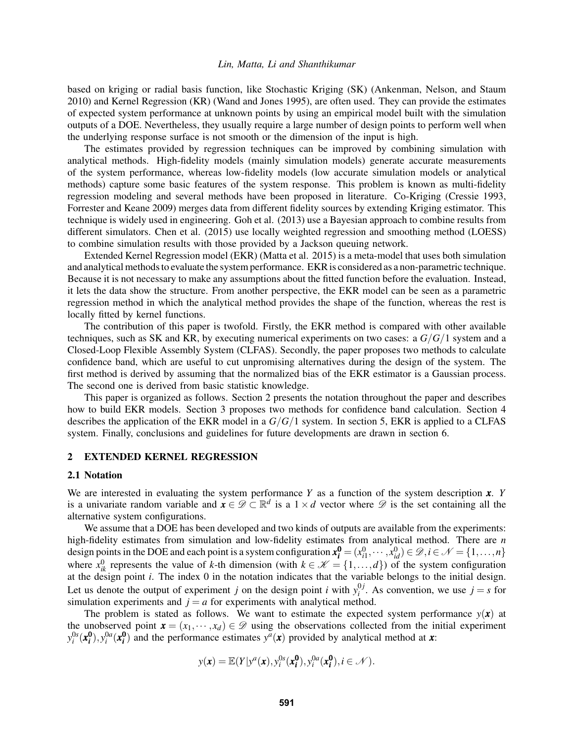based on kriging or radial basis function, like Stochastic Kriging (SK) (Ankenman, Nelson, and Staum 2010) and Kernel Regression (KR) (Wand and Jones 1995), are often used. They can provide the estimates of expected system performance at unknown points by using an empirical model built with the simulation outputs of a DOE. Nevertheless, they usually require a large number of design points to perform well when the underlying response surface is not smooth or the dimension of the input is high.

The estimates provided by regression techniques can be improved by combining simulation with analytical methods. High-fidelity models (mainly simulation models) generate accurate measurements of the system performance, whereas low-fidelity models (low accurate simulation models or analytical methods) capture some basic features of the system response. This problem is known as multi-fidelity regression modeling and several methods have been proposed in literature. Co-Kriging (Cressie 1993, Forrester and Keane 2009) merges data from different fidelity sources by extending Kriging estimator. This technique is widely used in engineering. Goh et al. (2013) use a Bayesian approach to combine results from different simulators. Chen et al. (2015) use locally weighted regression and smoothing method (LOESS) to combine simulation results with those provided by a Jackson queuing network.

Extended Kernel Regression model (EKR) (Matta et al. 2015) is a meta-model that uses both simulation and analytical methods to evaluate the system performance. EKR is considered as a non-parametric technique. Because it is not necessary to make any assumptions about the fitted function before the evaluation. Instead, it lets the data show the structure. From another perspective, the EKR model can be seen as a parametric regression method in which the analytical method provides the shape of the function, whereas the rest is locally fitted by kernel functions.

The contribution of this paper is twofold. Firstly, the EKR method is compared with other available techniques, such as SK and KR, by executing numerical experiments on two cases: a $G/G/1$ system and a Closed-Loop Flexible Assembly System (CLFAS). Secondly, the paper proposes two methods to calculate confidence band, which are useful to cut unpromising alternatives during the design of the system. The first method is derived by assuming that the normalized bias of the EKR estimator is a Gaussian process. The second one is derived from basic statistic knowledge.

This paper is organized as follows. Section 2 presents the notation throughout the paper and describes how to build EKR models. Section 3 proposes two methods for confidence band calculation. Section 4 describes the application of the EKR model in a $G/G/1$ system. In section 5, EKR is applied to a CLFAS system. Finally, conclusions and guidelines for future developments are drawn in section 6.

## 2 EXTENDED KERNEL REGRESSION

### 2.1 Notation

We are interested in evaluating the system performance $Y$ as a function of the system description $\boldsymbol{x}$. $Y$ is a univariate random variable and $\boldsymbol{x} \in \mathscr{D} \subset \mathbb{R}^d$ is a $1 \times d$ vector where $\mathscr{D}$ is the set containing all the alternative system configurations.

We assume that a DOE has been developed and two kinds of outputs are available from the experiments: high-fidelity estimates from simulation and low-fidelity estimates from analytical method. There are $n$ design points in the DOE and each point is a system configuration $\boldsymbol{x_i^0} = (x_{i1}^0, \cdots, x_{id}^0) \in \mathscr{D}, i \in \mathscr{N} = \{1, \ldots, n\}$ where $x_{ik}^0$ represents the value of $k$-th dimension (with $k \in \mathscr{K} = \{1, \ldots, d\}$) of the system configuration at the design point $i$. The index 0 in the notation indicates that the variable belongs to the initial design. Let us denote the output of experiment $j$ on the design point $i$ with $y_i^{0j}$. As convention, we use $j = s$ for simulation experiments and $j = a$ for experiments with analytical method.

The problem is stated as follows. We want to estimate the expected system performance $y(\boldsymbol{x})$ at the unobserved point $\boldsymbol{x} = (x_1, \cdots, x_d) \in \mathscr{D}$ using the observations collected from the initial experiment $y_i^{0s}(\boldsymbol{x_i^0}), y_i^{0a}(\boldsymbol{x_i^0})$ and the performance estimates $y^a(\boldsymbol{x})$ provided by analytical method at $\boldsymbol{x}$:

$$y(\boldsymbol{x}) = \mathbb{E}(Y | y^a(\boldsymbol{x}), y_i^{0s}(\boldsymbol{x_i^0}), y_i^{0a}(\boldsymbol{x_i^0}), i \in \mathscr{N}).$$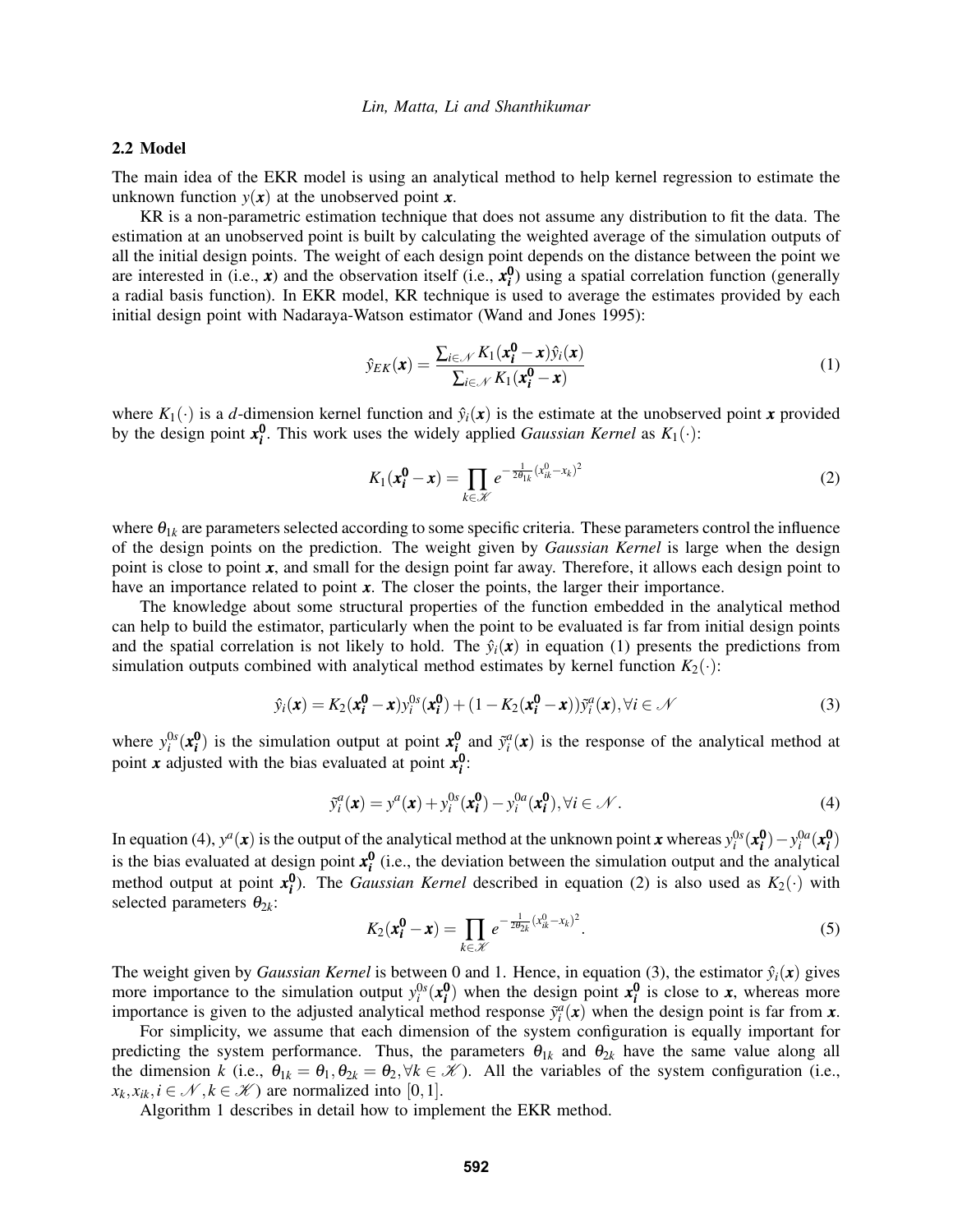### 2.2 Model

The main idea of the EKR model is using an analytical method to help kernel regression to estimate the unknown function $y(\boldsymbol{x})$ at the unobserved point $\boldsymbol{x}$.

KR is a non-parametric estimation technique that does not assume any distribution to fit the data. The estimation at an unobserved point is built by calculating the weighted average of the simulation outputs of all the initial design points. The weight of each design point depends on the distance between the point we are interested in (i.e., $\boldsymbol{x}$) and the observation itself (i.e., $\boldsymbol{x_i^0}$) using a spatial correlation function (generally a radial basis function). In EKR model, KR technique is used to average the estimates provided by each initial design point with Nadaraya-Watson estimator (Wand and Jones 1995):

$$\hat{y}_{EK}(\boldsymbol{x}) = \frac{\sum_{i \in \mathcal{N}} K_1(\boldsymbol{x_i^0} - \boldsymbol{x}) \hat{y}_i(\boldsymbol{x})}{\sum_{i \in \mathcal{N}} K_1(\boldsymbol{x_i^0} - \boldsymbol{x})} \tag{1}$$

where $K_1(\cdot)$ is a $d$-dimension kernel function and $\hat{y}_i(\boldsymbol{x})$ is the estimate at the unobserved point $\boldsymbol{x}$ provided by the design point $\boldsymbol{x_i^0}$. This work uses the widely applied *Gaussian Kernel* as $K_1(\cdot)$:

$$K_1(\boldsymbol{x_i^0} - \boldsymbol{x}) = \prod_{k \in \mathcal{K}} e^{-\frac{1}{2\theta_{1k}}(x_{ik}^0 - x_k)^2} \tag{2}$$

where $\theta_{1k}$ are parameters selected according to some specific criteria. These parameters control the influence of the design points on the prediction. The weight given by *Gaussian Kernel* is large when the design point is close to point $\boldsymbol{x}$, and small for the design point far away. Therefore, it allows each design point to have an importance related to point $\boldsymbol{x}$. The closer the points, the larger their importance.

The knowledge about some structural properties of the function embedded in the analytical method can help to build the estimator, particularly when the point to be evaluated is far from initial design points and the spatial correlation is not likely to hold. The $\hat{y}_i(\boldsymbol{x})$ in equation (1) presents the predictions from simulation outputs combined with analytical method estimates by kernel function $K_2(\cdot)$:

$$\hat{y}_i(\boldsymbol{x}) = K_2(\boldsymbol{x_i^0} - \boldsymbol{x}) y_i^{0s}(\boldsymbol{x_i^0}) + (1 - K_2(\boldsymbol{x_i^0} - \boldsymbol{x})) \tilde{y}_i^a(\boldsymbol{x}), \forall i \in \mathcal{N} \tag{3}$$

where $y_i^{0s}(\boldsymbol{x_i^0})$ is the simulation output at point $\boldsymbol{x_i^0}$ and $\tilde{y}_i^a(\boldsymbol{x})$ is the response of the analytical method at point $\boldsymbol{x}$ adjusted with the bias evaluated at point $\boldsymbol{x_i^0}$:

$$\tilde{y}_i^a(\boldsymbol{x}) = y^a(\boldsymbol{x}) + y_i^{0s}(\boldsymbol{x_i^0}) - y_i^{0a}(\boldsymbol{x_i^0}), \forall i \in \mathcal{N}. \tag{4}$$

In equation (4), $y^a(\boldsymbol{x})$ is the output of the analytical method at the unknown point $\boldsymbol{x}$ whereas $y_i^{0s}(\boldsymbol{x_i^0}) - y_i^{0a}(\boldsymbol{x_i^0})$ is the bias evaluated at design point $\boldsymbol{x_i^0}$ (i.e., the deviation between the simulation output and the analytical method output at point $\boldsymbol{x_i^0}$). The *Gaussian Kernel* described in equation (2) is also used as $K_2(\cdot)$ with selected parameters $\theta_{2k}$:

$$K_2(\boldsymbol{x_i^0} - \boldsymbol{x}) = \prod_{k \in \mathcal{K}} e^{-\frac{1}{2\theta_{2k}}(x_{ik}^0 - x_k)^2}. \tag{5}$$

The weight given by *Gaussian Kernel* is between 0 and 1. Hence, in equation (3), the estimator $\hat{y}_i(\boldsymbol{x})$ gives more importance to the simulation output $y_i^{0s}(\boldsymbol{x_i^0})$ when the design point $\boldsymbol{x_i^0}$ is close to $\boldsymbol{x}$, whereas more importance is given to the adjusted analytical method response $\tilde{y}_i^a(\boldsymbol{x})$ when the design point is far from $\boldsymbol{x}$.

For simplicity, we assume that each dimension of the system configuration is equally important for predicting the system performance. Thus, the parameters $\theta_{1k}$ and $\theta_{2k}$ have the same value along all the dimension $k$ (i.e., $\theta_{1k} = \theta_1, \theta_{2k} = \theta_2, \forall k \in \mathcal{K}$). All the variables of the system configuration (i.e., $x_k, x_{ik}, i \in \mathcal{N}, k \in \mathcal{K}$) are normalized into $[0, 1]$.

Algorithm 1 describes in detail how to implement the EKR method.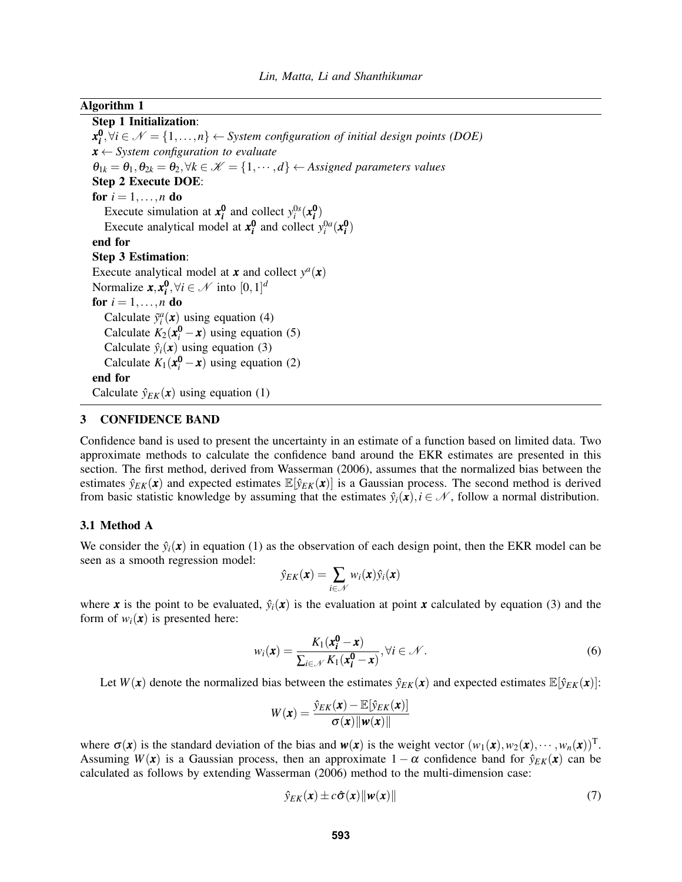**Algorithm 1**

**Step 1 Initialization**:

$\boldsymbol{x_i^0}, \forall i \in \mathscr{N} = \{1, \ldots, n\} \leftarrow$ *System configuration of initial design points (DOE)*

$\boldsymbol{x} \leftarrow$ *System configuration to evaluate*

$\theta_{1k} = \theta_1, \theta_{2k} = \theta_2, \forall k \in \mathscr{K} = \{1, \cdots, d\} \leftarrow$ *Assigned parameters values*

**Step 2 Execute DOE**:

**for** $i = 1, \ldots, n$ **do**

  Execute simulation at $\boldsymbol{x_i^0}$ and collect $y_i^{0s}(\boldsymbol{x_i^0})$

  Execute analytical model at $\boldsymbol{x_i^0}$ and collect $y_i^{0a}(\boldsymbol{x_i^0})$

**end for**

**Step 3 Estimation**:

Execute analytical model at $\boldsymbol{x}$ and collect $y^a(\boldsymbol{x})$

Normalize $\boldsymbol{x}, \boldsymbol{x_i^0}, \forall i \in \mathscr{N}$ into $[0,1]^d$

**for** $i = 1, \ldots, n$ **do**

  Calculate $\tilde{y}_i^a(\boldsymbol{x})$ using equation (4)

  Calculate $K_2(\boldsymbol{x_i^0} - \boldsymbol{x})$ using equation (5)

  Calculate $\hat{y}_i(\boldsymbol{x})$ using equation (3)

  Calculate $K_1(\boldsymbol{x_i^0} - \boldsymbol{x})$ using equation (2)

**end for**

Calculate $\hat{y}_{EK}(\boldsymbol{x})$ using equation (1)

## 3 CONFIDENCE BAND

Confidence band is used to present the uncertainty in an estimate of a function based on limited data. Two approximate methods to calculate the confidence band around the EKR estimates are presented in this section. The first method, derived from Wasserman (2006), assumes that the normalized bias between the estimates $\hat{y}_{EK}(\boldsymbol{x})$ and expected estimates $\mathbb{E}[\hat{y}_{EK}(\boldsymbol{x})]$ is a Gaussian process. The second method is derived from basic statistic knowledge by assuming that the estimates $\hat{y}_i(\boldsymbol{x}), i \in \mathscr{N}$, follow a normal distribution.

### 3.1 Method A

We consider the $\hat{y}_i(\boldsymbol{x})$ in equation (1) as the observation of each design point, then the EKR model can be seen as a smooth regression model:

$$\hat{y}_{EK}(\boldsymbol{x}) = \sum_{i \in \mathscr{N}} w_i(\boldsymbol{x}) \hat{y}_i(\boldsymbol{x})$$

where $\boldsymbol{x}$ is the point to be evaluated, $\hat{y}_i(\boldsymbol{x})$ is the evaluation at point $\boldsymbol{x}$ calculated by equation (3) and the form of $w_i(\boldsymbol{x})$ is presented here:

$$w_i(\boldsymbol{x}) = \frac{K_1(\boldsymbol{x_i^0} - \boldsymbol{x})}{\sum_{i \in \mathscr{N}} K_1(\boldsymbol{x_i^0} - \boldsymbol{x})}, \forall i \in \mathscr{N}. \tag{6}$$

Let $W(\boldsymbol{x})$ denote the normalized bias between the estimates $\hat{y}_{EK}(\boldsymbol{x})$ and expected estimates $\mathbb{E}[\hat{y}_{EK}(\boldsymbol{x})]$:

$$W(\boldsymbol{x}) = \frac{\hat{y}_{EK}(\boldsymbol{x}) - \mathbb{E}[\hat{y}_{EK}(\boldsymbol{x})]}{\sigma(\boldsymbol{x}) \|\boldsymbol{w}(\boldsymbol{x})\|}$$

where $\sigma(\boldsymbol{x})$ is the standard deviation of the bias and $\boldsymbol{w}(\boldsymbol{x})$ is the weight vector $(w_1(\boldsymbol{x}), w_2(\boldsymbol{x}), \cdots, w_n(\boldsymbol{x}))^{\mathrm{T}}$. Assuming $W(\boldsymbol{x})$ is a Gaussian process, then an approximate $1-\alpha$ confidence band for $\hat{y}_{EK}(\boldsymbol{x})$ can be calculated as follows by extending Wasserman (2006) method to the multi-dimension case:

$$\hat{y}_{EK}(\boldsymbol{x}) \pm c\hat{\sigma}(\boldsymbol{x}) \|\boldsymbol{w}(\boldsymbol{x})\| \tag{7}$$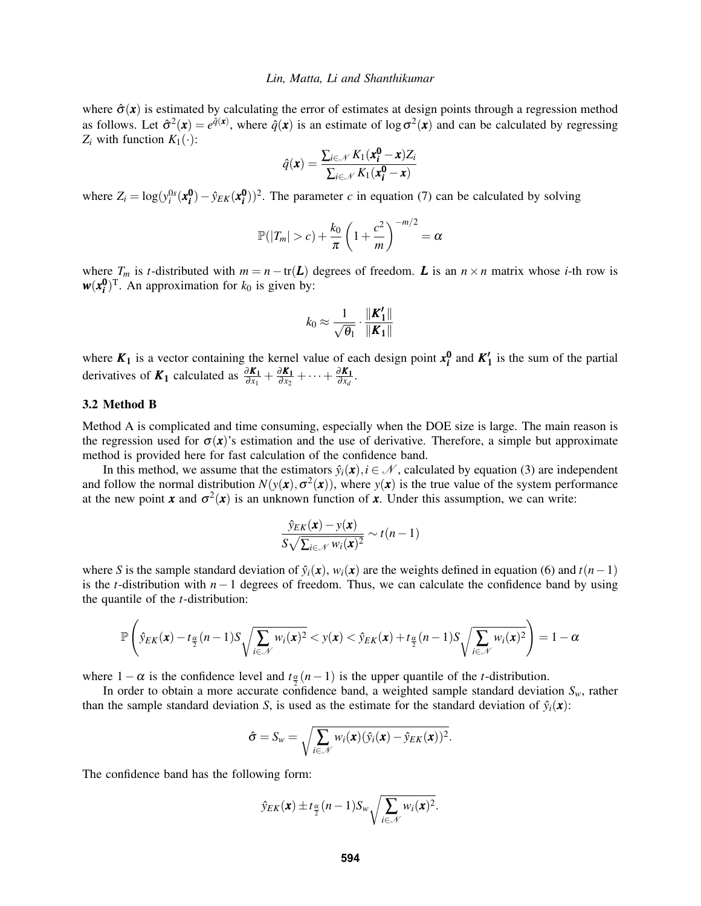where $\hat{\sigma}(\boldsymbol{x})$ is estimated by calculating the error of estimates at design points through a regression method as follows. Let $\hat{\sigma}^2(\boldsymbol{x}) = e^{\hat{q}(\boldsymbol{x})}$, where $\hat{q}(\boldsymbol{x})$ is an estimate of $\log \sigma^2(\boldsymbol{x})$ and can be calculated by regressing $Z_i$ with function $K_1(\cdot)$:

$$\hat{q}(\boldsymbol{x}) = \frac{\sum_{i \in \mathcal{N}} K_1(\boldsymbol{x_i^0} - \boldsymbol{x}) Z_i}{\sum_{i \in \mathcal{N}} K_1(\boldsymbol{x_i^0} - \boldsymbol{x})}$$

where $Z_i = \log(y_i^{0s}(\boldsymbol{x_i^0}) - \hat{y}_{EK}(\boldsymbol{x_i^0}))^2$. The parameter $c$ in equation (7) can be calculated by solving

$$\mathbb{P}(|T_m| > c) + \frac{k_0}{\pi}\left(1 + \frac{c^2}{m}\right)^{-m/2} = \alpha$$

where $T_m$ is $t$-distributed with $m = n - \mathrm{tr}(\boldsymbol{L})$ degrees of freedom. $\boldsymbol{L}$ is an $n \times n$ matrix whose $i$-th row is $\boldsymbol{w}(\boldsymbol{x_i^0})^{\mathrm{T}}$. An approximation for $k_0$ is given by:

$$k_0 \approx \frac{1}{\sqrt{\theta_1}} \cdot \frac{\|\boldsymbol{K_1'}\|}{\|\boldsymbol{K_1}\|}$$

where $\boldsymbol{K_1}$ is a vector containing the kernel value of each design point $\boldsymbol{x_i^0}$ and $\boldsymbol{K_1'}$ is the sum of the partial derivatives of $\boldsymbol{K_1}$ calculated as $\frac{\partial \boldsymbol{K_1}}{\partial x_1} + \frac{\partial \boldsymbol{K_1}}{\partial x_2} + \cdots + \frac{\partial \boldsymbol{K_1}}{\partial x_d}$.

### 3.2 Method B

Method A is complicated and time consuming, especially when the DOE size is large. The main reason is the regression used for $\sigma(\boldsymbol{x})$'s estimation and the use of derivative. Therefore, a simple but approximate method is provided here for fast calculation of the confidence band.

In this method, we assume that the estimators $\hat{y}_i(\boldsymbol{x}), i \in \mathcal{N}$, calculated by equation (3) are independent and follow the normal distribution $N(y(\boldsymbol{x}), \sigma^2(\boldsymbol{x}))$, where $y(\boldsymbol{x})$ is the true value of the system performance at the new point $\boldsymbol{x}$ and $\sigma^2(\boldsymbol{x})$ is an unknown function of $\boldsymbol{x}$. Under this assumption, we can write:

$$\frac{\hat{y}_{EK}(\boldsymbol{x}) - y(\boldsymbol{x})}{S\sqrt{\sum_{i \in \mathcal{N}} w_i(\boldsymbol{x})^2}} \sim t(n-1)$$

where $S$ is the sample standard deviation of $\hat{y}_i(\boldsymbol{x})$, $w_i(\boldsymbol{x})$ are the weights defined in equation (6) and $t(n-1)$ is the $t$-distribution with $n-1$ degrees of freedom. Thus, we can calculate the confidence band by using the quantile of the $t$-distribution:

$$\mathbb{P}\left(\hat{y}_{EK}(\boldsymbol{x}) - t_{\frac{\alpha}{2}}(n-1) S \sqrt{\sum_{i \in \mathcal{N}} w_i(\boldsymbol{x})^2} < y(\boldsymbol{x}) < \hat{y}_{EK}(\boldsymbol{x}) + t_{\frac{\alpha}{2}}(n-1) S \sqrt{\sum_{i \in \mathcal{N}} w_i(\boldsymbol{x})^2}\right) = 1 - \alpha$$

where $1 - \alpha$ is the confidence level and $t_{\frac{\alpha}{2}}(n-1)$ is the upper quantile of the $t$-distribution.

In order to obtain a more accurate confidence band, a weighted sample standard deviation $S_w$, rather than the sample standard deviation $S$, is used as the estimate for the standard deviation of $\hat{y}_i(\boldsymbol{x})$:

$$\hat{\sigma} = S_w = \sqrt{\sum_{i \in \mathcal{N}} w_i(\boldsymbol{x})(\hat{y}_i(\boldsymbol{x}) - \hat{y}_{EK}(\boldsymbol{x}))^2}.$$

The confidence band has the following form:

$$\hat{y}_{EK}(\boldsymbol{x}) \pm t_{\frac{\alpha}{2}}(n-1) S_w \sqrt{\sum_{i \in \mathcal{N}} w_i(\boldsymbol{x})^2}.$$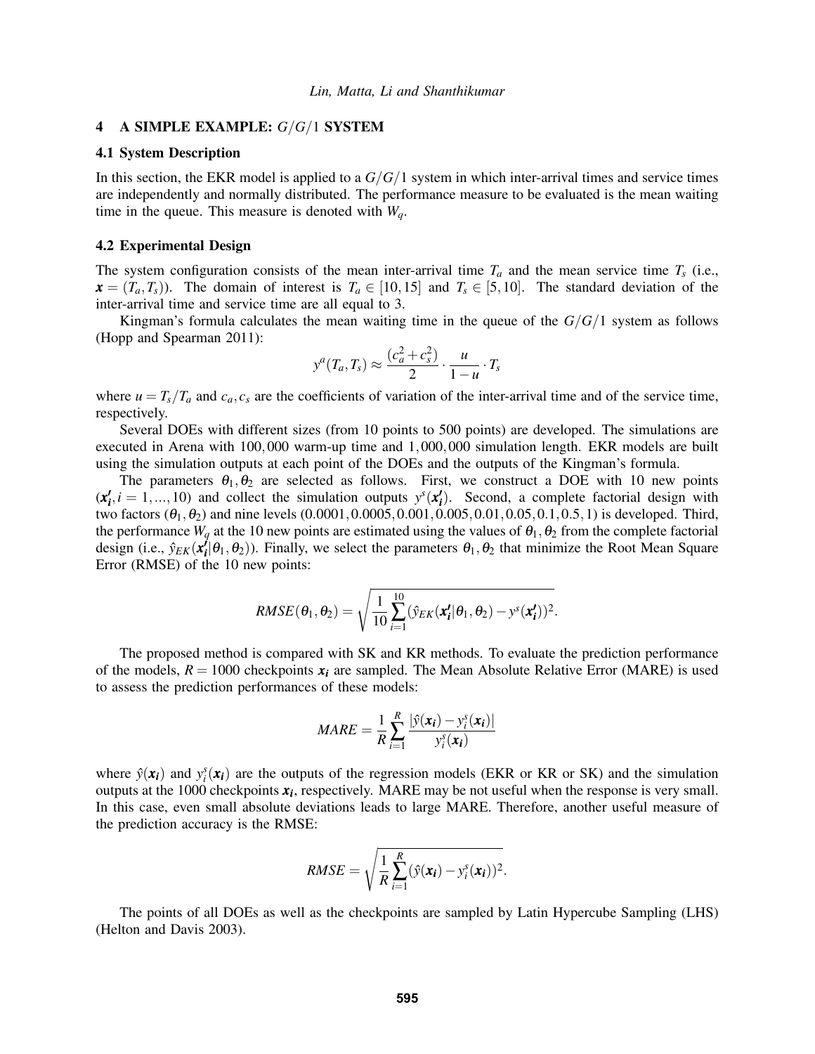## 4 A SIMPLE EXAMPLE: $G/G/1$ SYSTEM

### 4.1 System Description

In this section, the EKR model is applied to a $G/G/1$ system in which inter-arrival times and service times are independently and normally distributed. The performance measure to be evaluated is the mean waiting time in the queue. This measure is denoted with $W_q$.

### 4.2 Experimental Design

The system configuration consists of the mean inter-arrival time $T_a$ and the mean service time $T_s$ (i.e., $\boldsymbol{x} = (T_a, T_s)$). The domain of interest is $T_a \in [10, 15]$ and $T_s \in [5, 10]$. The standard deviation of the inter-arrival time and service time are all equal to 3.

Kingman's formula calculates the mean waiting time in the queue of the $G/G/1$ system as follows (Hopp and Spearman 2011):

$$y^a(T_a, T_s) \approx \frac{(c_a^2 + c_s^2)}{2} \cdot \frac{u}{1-u} \cdot T_s$$

where $u = T_s/T_a$ and $c_a, c_s$ are the coefficients of variation of the inter-arrival time and of the service time, respectively.

Several DOEs with different sizes (from 10 points to 500 points) are developed. The simulations are executed in Arena with 100,000 warm-up time and 1,000,000 simulation length. EKR models are built using the simulation outputs at each point of the DOEs and the outputs of the Kingman's formula.

The parameters $\theta_1, \theta_2$ are selected as follows. First, we construct a DOE with 10 new points ($\boldsymbol{x'_i}, i = 1, ..., 10$) and collect the simulation outputs $y^s(\boldsymbol{x'_i})$. Second, a complete factorial design with two factors ($\theta_1, \theta_2$) and nine levels (0.0001, 0.0005, 0.001, 0.005, 0.01, 0.05, 0.1, 0.5, 1) is developed. Third, the performance $W_q$ at the 10 new points are estimated using the values of $\theta_1, \theta_2$ from the complete factorial design (i.e., $\hat{y}_{EK}(\boldsymbol{x'_i}|\theta_1, \theta_2)$). Finally, we select the parameters $\theta_1, \theta_2$ that minimize the Root Mean Square Error (RMSE) of the 10 new points:

$$RMSE(\theta_1, \theta_2) = \sqrt{\frac{1}{10}\sum_{i=1}^{10}(\hat{y}_{EK}(\boldsymbol{x'_i}|\theta_1, \theta_2) - y^s(\boldsymbol{x'_i}))^2}.$$

The proposed method is compared with SK and KR methods. To evaluate the prediction performance of the models, $R = 1000$ checkpoints $\boldsymbol{x_i}$ are sampled. The Mean Absolute Relative Error (MARE) is used to assess the prediction performances of these models:

$$MARE = \frac{1}{R}\sum_{i=1}^{R}\frac{|\hat{y}(\boldsymbol{x_i}) - y_i^s(\boldsymbol{x_i})|}{y_i^s(\boldsymbol{x_i})}$$

where $\hat{y}(\boldsymbol{x_i})$ and $y_i^s(\boldsymbol{x_i})$ are the outputs of the regression models (EKR or KR or SK) and the simulation outputs at the 1000 checkpoints $\boldsymbol{x_i}$, respectively. MARE may be not useful when the response is very small. In this case, even small absolute deviations leads to large MARE. Therefore, another useful measure of the prediction accuracy is the RMSE:

$$RMSE = \sqrt{\frac{1}{R}\sum_{i=1}^{R}(\hat{y}(\boldsymbol{x_i}) - y_i^s(\boldsymbol{x_i}))^2}.$$

The points of all DOEs as well as the checkpoints are sampled by Latin Hypercube Sampling (LHS) (Helton and Davis 2003).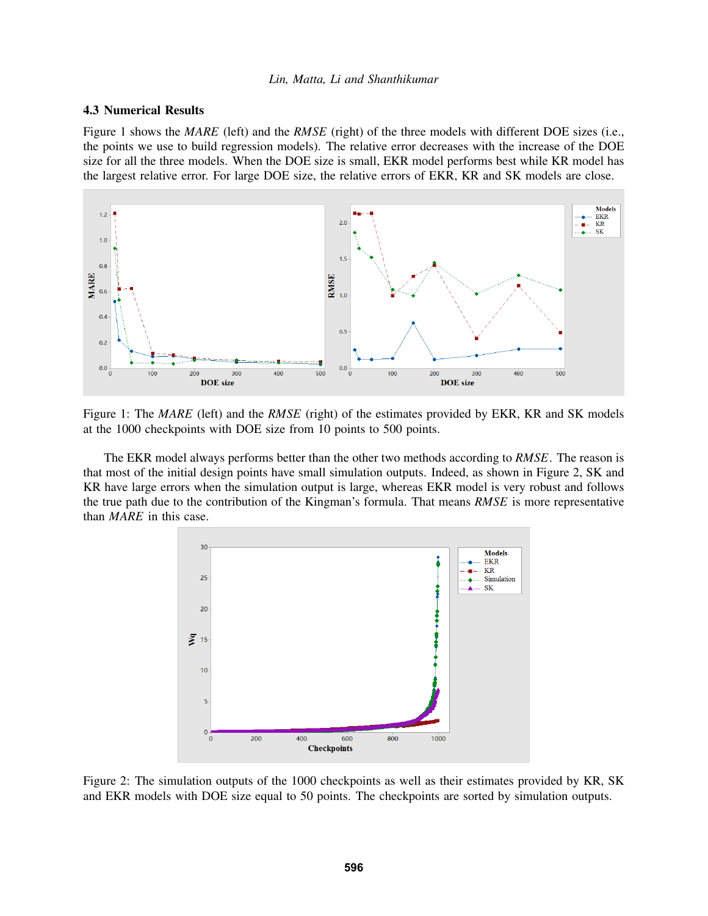### 4.3 Numerical Results

Figure 1 shows the *MARE* (left) and the *RMSE* (right) of the three models with different DOE sizes (i.e., the points we use to build regression models). The relative error decreases with the increase of the DOE size for all the three models. When the DOE size is small, EKR model performs best while KR model has the largest relative error. For large DOE size, the relative errors of EKR, KR and SK models are close.

Figure 1: The *MARE* (left) and the *RMSE* (right) of the estimates provided by EKR, KR and SK models at the 1000 checkpoints with DOE size from 10 points to 500 points.

The EKR model always performs better than the other two methods according to *RMSE*. The reason is that most of the initial design points have small simulation outputs. Indeed, as shown in Figure 2, SK and KR have large errors when the simulation output is large, whereas EKR model is very robust and follows the true path due to the contribution of the Kingman's formula. That means *RMSE* is more representative than *MARE* in this case.

Figure 2: The simulation outputs of the 1000 checkpoints as well as their estimates provided by KR, SK and EKR models with DOE size equal to 50 points. The checkpoints are sorted by simulation outputs.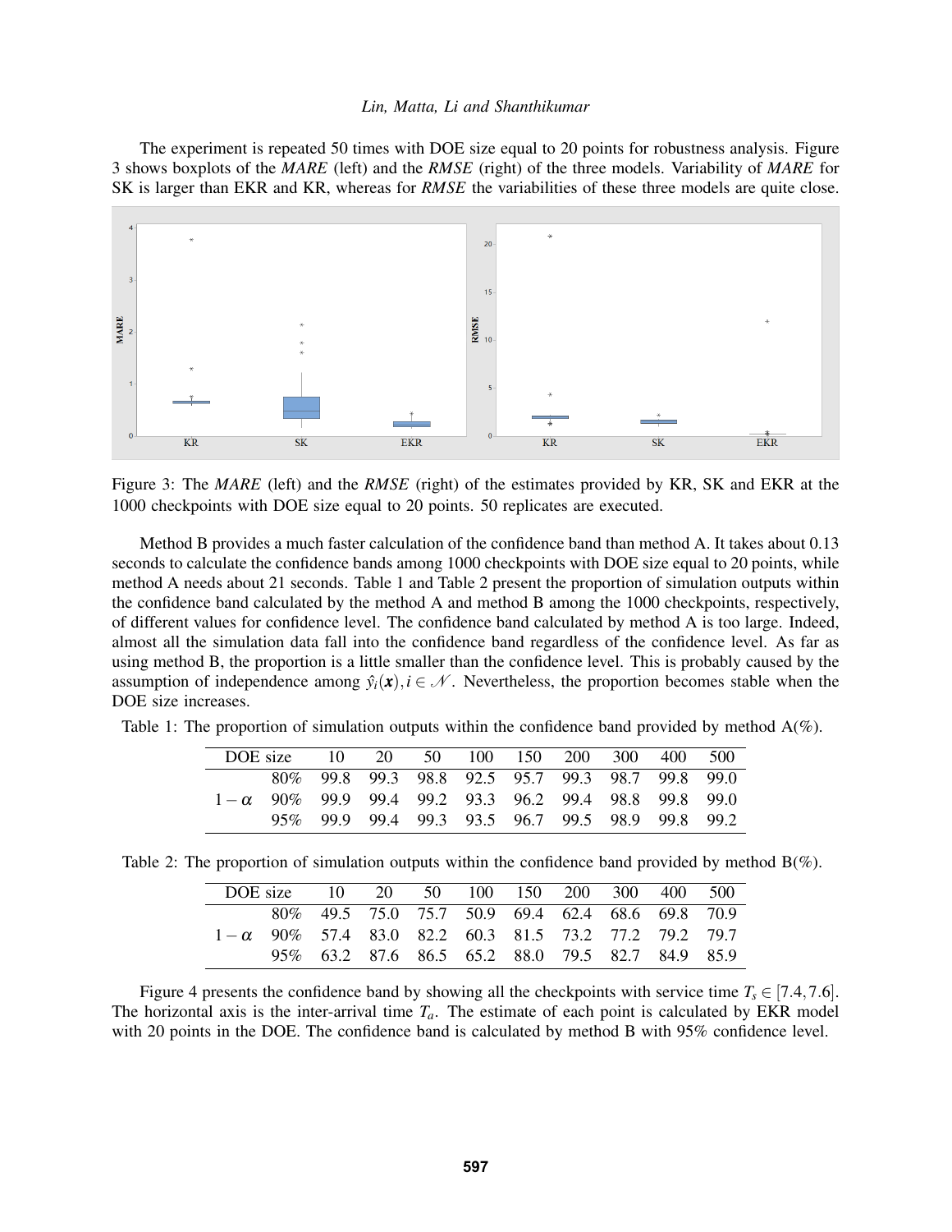The experiment is repeated 50 times with DOE size equal to 20 points for robustness analysis. Figure 3 shows boxplots of the *MARE* (left) and the *RMSE* (right) of the three models. Variability of *MARE* for SK is larger than EKR and KR, whereas for *RMSE* the variabilities of these three models are quite close.

Figure 3: The *MARE* (left) and the *RMSE* (right) of the estimates provided by KR, SK and EKR at the 1000 checkpoints with DOE size equal to 20 points. 50 replicates are executed.

Method B provides a much faster calculation of the confidence band than method A. It takes about 0.13 seconds to calculate the confidence bands among 1000 checkpoints with DOE size equal to 20 points, while method A needs about 21 seconds. Table 1 and Table 2 present the proportion of simulation outputs within the confidence band calculated by the method A and method B among the 1000 checkpoints, respectively, of different values for confidence level. The confidence band calculated by method A is too large. Indeed, almost all the simulation data fall into the confidence band regardless of the confidence level. As far as using method B, the proportion is a little smaller than the confidence level. This is probably caused by the assumption of independence among $\hat{y}_i(\boldsymbol{x}), i \in \mathcal{N}$. Nevertheless, the proportion becomes stable when the DOE size increases.

Table 1: The proportion of simulation outputs within the confidence band provided by method A(%).

| DOE size | | 10 | 20 | 50 | 100 | 150 | 200 | 300 | 400 | 500 |
|---|---|---|---|---|---|---|---|---|---|---|
| | 80% | 99.8 | 99.3 | 98.8 | 92.5 | 95.7 | 99.3 | 98.7 | 99.8 | 99.0 |
| $1-\alpha$ | 90% | 99.9 | 99.4 | 99.2 | 93.3 | 96.2 | 99.4 | 98.8 | 99.8 | 99.0 |
| | 95% | 99.9 | 99.4 | 99.3 | 93.5 | 96.7 | 99.5 | 98.9 | 99.8 | 99.2 |

Table 2: The proportion of simulation outputs within the confidence band provided by method B(%).

| DOE size | | 10 | 20 | 50 | 100 | 150 | 200 | 300 | 400 | 500 |
|---|---|---|---|---|---|---|---|---|---|---|
| | 80% | 49.5 | 75.0 | 75.7 | 50.9 | 69.4 | 62.4 | 68.6 | 69.8 | 70.9 |
| $1-\alpha$ | 90% | 57.4 | 83.0 | 82.2 | 60.3 | 81.5 | 73.2 | 77.2 | 79.2 | 79.7 |
| | 95% | 63.2 | 87.6 | 86.5 | 65.2 | 88.0 | 79.5 | 82.7 | 84.9 | 85.9 |

Figure 4 presents the confidence band by showing all the checkpoints with service time $T_s \in [7.4, 7.6]$. The horizontal axis is the inter-arrival time $T_a$. The estimate of each point is calculated by EKR model with 20 points in the DOE. The confidence band is calculated by method B with 95% confidence level.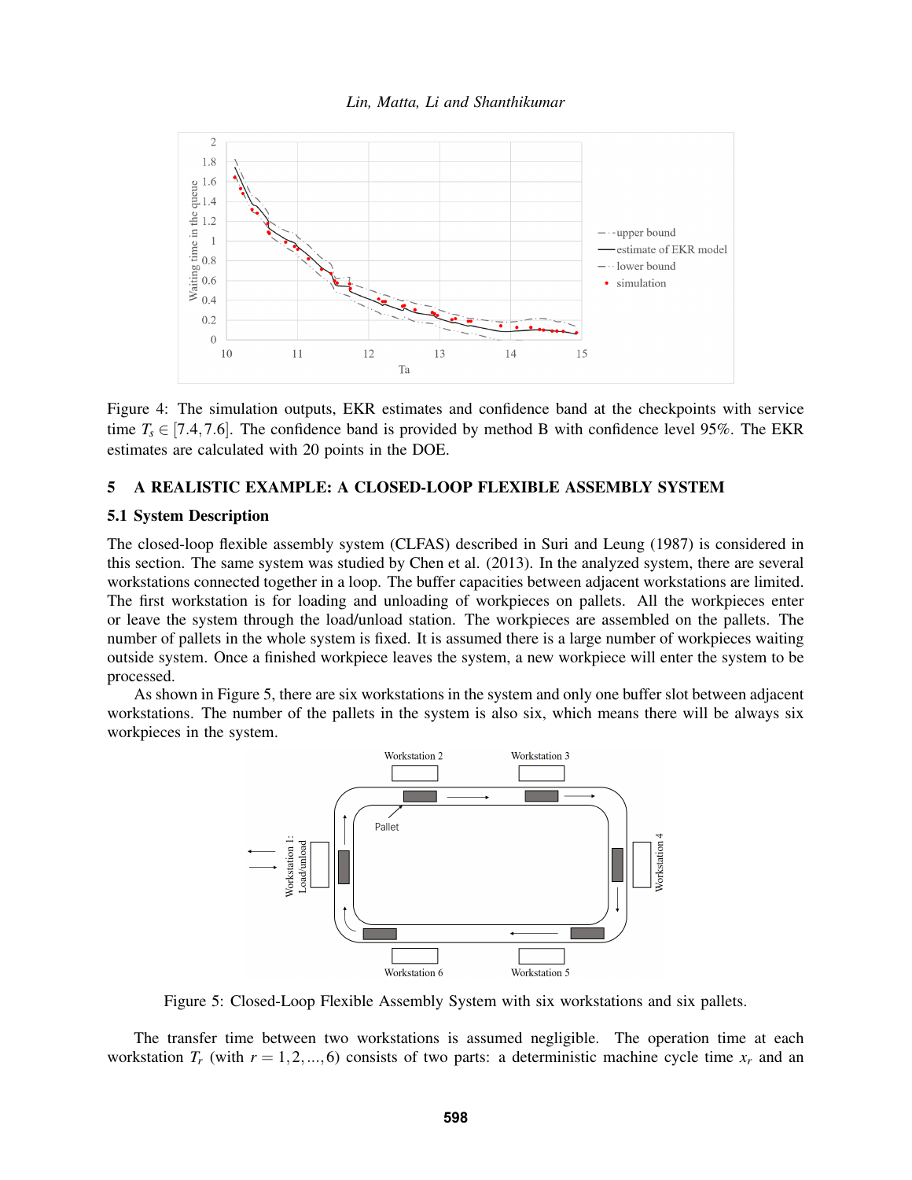Figure 4: The simulation outputs, EKR estimates and confidence band at the checkpoints with service time $T_s \in [7.4, 7.6]$. The confidence band is provided by method B with confidence level 95%. The EKR estimates are calculated with 20 points in the DOE.

## 5 A REALISTIC EXAMPLE: A CLOSED-LOOP FLEXIBLE ASSEMBLY SYSTEM

### 5.1 System Description

The closed-loop flexible assembly system (CLFAS) described in Suri and Leung (1987) is considered in this section. The same system was studied by Chen et al. (2013). In the analyzed system, there are several workstations connected together in a loop. The buffer capacities between adjacent workstations are limited. The first workstation is for loading and unloading of workpieces on pallets. All the workpieces enter or leave the system through the load/unload station. The workpieces are assembled on the pallets. The number of pallets in the whole system is fixed. It is assumed there is a large number of workpieces waiting outside system. Once a finished workpiece leaves the system, a new workpiece will enter the system to be processed.

As shown in Figure 5, there are six workstations in the system and only one buffer slot between adjacent workstations. The number of the pallets in the system is also six, which means there will be always six workpieces in the system.

Figure 5: Closed-Loop Flexible Assembly System with six workstations and six pallets.

The transfer time between two workstations is assumed negligible. The operation time at each workstation $T_r$ (with $r = 1, 2, \ldots, 6$) consists of two parts: a deterministic machine cycle time $x_r$ and an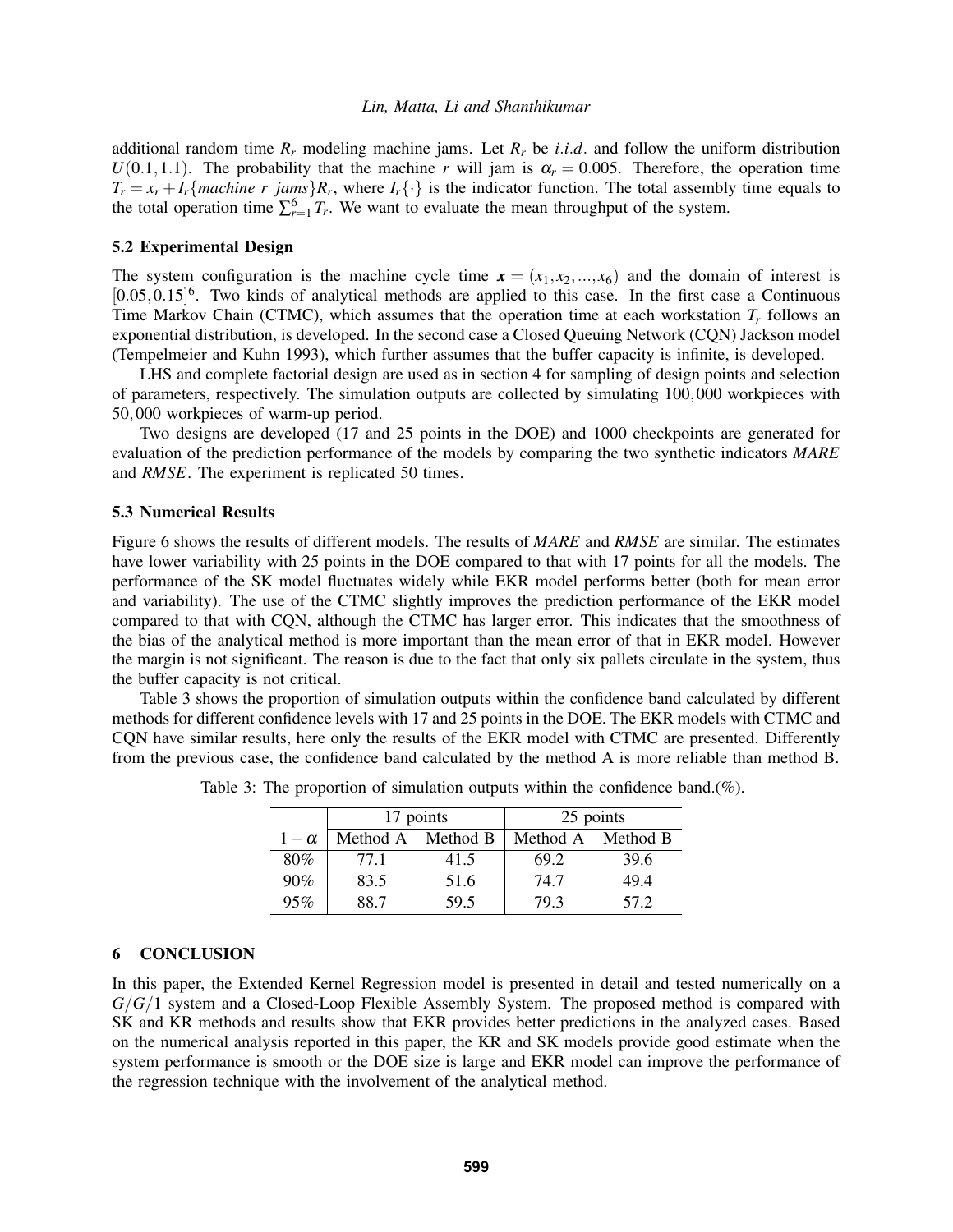additional random time $R_r$ modeling machine jams. Let $R_r$ be *i.i.d*. and follow the uniform distribution $U(0.1, 1.1)$. The probability that the machine $r$ will jam is $\alpha_r = 0.005$. Therefore, the operation time $T_r = x_r + I_r\{machine\ r\ jams\}R_r$, where $I_r\{\cdot\}$ is the indicator function. The total assembly time equals to the total operation time $\sum_{r=1}^{6} T_r$. We want to evaluate the mean throughput of the system.

### 5.2 Experimental Design

The system configuration is the machine cycle time $\boldsymbol{x} = (x_1, x_2, ..., x_6)$ and the domain of interest is $[0.05, 0.15]^6$. Two kinds of analytical methods are applied to this case. In the first case a Continuous Time Markov Chain (CTMC), which assumes that the operation time at each workstation $T_r$ follows an exponential distribution, is developed. In the second case a Closed Queuing Network (CQN) Jackson model (Tempelmeier and Kuhn 1993), which further assumes that the buffer capacity is infinite, is developed.

LHS and complete factorial design are used as in section 4 for sampling of design points and selection of parameters, respectively. The simulation outputs are collected by simulating 100,000 workpieces with 50,000 workpieces of warm-up period.

Two designs are developed (17 and 25 points in the DOE) and 1000 checkpoints are generated for evaluation of the prediction performance of the models by comparing the two synthetic indicators *MARE* and *RMSE*. The experiment is replicated 50 times.

### 5.3 Numerical Results

Figure 6 shows the results of different models. The results of *MARE* and *RMSE* are similar. The estimates have lower variability with 25 points in the DOE compared to that with 17 points for all the models. The performance of the SK model fluctuates widely while EKR model performs better (both for mean error and variability). The use of the CTMC slightly improves the prediction performance of the EKR model compared to that with CQN, although the CTMC has larger error. This indicates that the smoothness of the bias of the analytical method is more important than the mean error of that in EKR model. However the margin is not significant. The reason is due to the fact that only six pallets circulate in the system, thus the buffer capacity is not critical.

Table 3 shows the proportion of simulation outputs within the confidence band calculated by different methods for different confidence levels with 17 and 25 points in the DOE. The EKR models with CTMC and CQN have similar results, here only the results of the EKR model with CTMC are presented. Differently from the previous case, the confidence band calculated by the method A is more reliable than method B.

Table 3: The proportion of simulation outputs within the confidence band.(%).

| | 17 points | | 25 points | |
|---|---|---|---|---|
| $1-\alpha$ | Method A | Method B | Method A | Method B |
| 80% | 77.1 | 41.5 | 69.2 | 39.6 |
| 90% | 83.5 | 51.6 | 74.7 | 49.4 |
| 95% | 88.7 | 59.5 | 79.3 | 57.2 |

## 6 CONCLUSION

In this paper, the Extended Kernel Regression model is presented in detail and tested numerically on a $G/G/1$ system and a Closed-Loop Flexible Assembly System. The proposed method is compared with SK and KR methods and results show that EKR provides better predictions in the analyzed cases. Based on the numerical analysis reported in this paper, the KR and SK models provide good estimate when the system performance is smooth or the DOE size is large and EKR model can improve the performance of the regression technique with the involvement of the analytical method.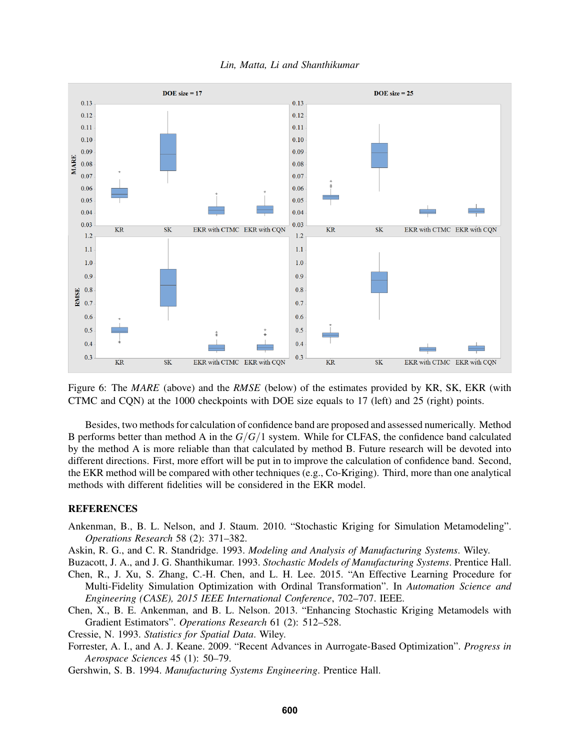Figure 6: The *MARE* (above) and the *RMSE* (below) of the estimates provided by KR, SK, EKR (with CTMC and CQN) at the 1000 checkpoints with DOE size equals to 17 (left) and 25 (right) points.

Besides, two methods for calculation of confidence band are proposed and assessed numerically. Method B performs better than method A in the $G/G/1$ system. While for CLFAS, the confidence band calculated by the method A is more reliable than that calculated by method B. Future research will be devoted into different directions. First, more effort will be put in to improve the calculation of confidence band. Second, the EKR method will be compared with other techniques (e.g., Co-Kriging). Third, more than one analytical methods with different fidelities will be considered in the EKR model.

## REFERENCES

Ankenman, B., B. L. Nelson, and J. Staum. 2010. "Stochastic Kriging for Simulation Metamodeling". *Operations Research* 58 (2): 371–382.

Askin, R. G., and C. R. Standridge. 1993. *Modeling and Analysis of Manufacturing Systems*. Wiley.

Buzacott, J. A., and J. G. Shanthikumar. 1993. *Stochastic Models of Manufacturing Systems*. Prentice Hall.

Chen, R., J. Xu, S. Zhang, C.-H. Chen, and L. H. Lee. 2015. "An Effective Learning Procedure for Multi-Fidelity Simulation Optimization with Ordinal Transformation". In *Automation Science and Engineering (CASE), 2015 IEEE International Conference*, 702–707. IEEE.

Chen, X., B. E. Ankenman, and B. L. Nelson. 2013. "Enhancing Stochastic Kriging Metamodels with Gradient Estimators". *Operations Research* 61 (2): 512–528.

Cressie, N. 1993. *Statistics for Spatial Data*. Wiley.

Forrester, A. I., and A. J. Keane. 2009. "Recent Advances in Aurrogate-Based Optimization". *Progress in Aerospace Sciences* 45 (1): 50–79.

Gershwin, S. B. 1994. *Manufacturing Systems Engineering*. Prentice Hall.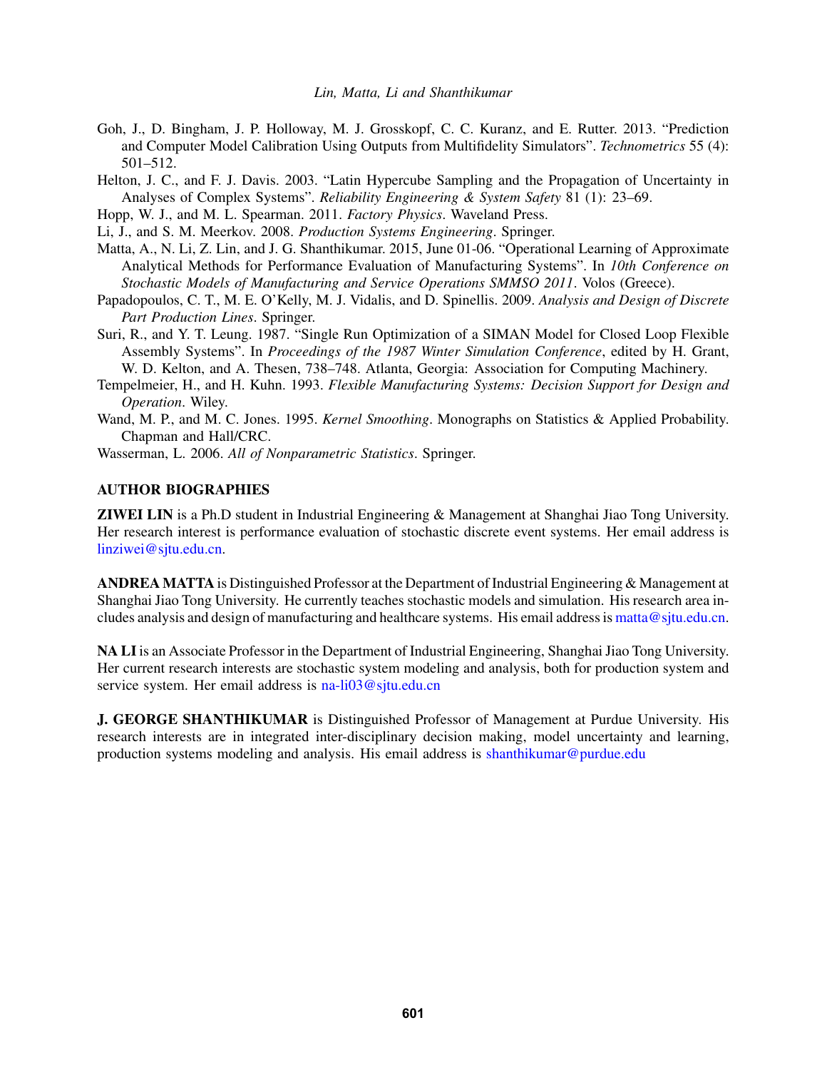Goh, J., D. Bingham, J. P. Holloway, M. J. Grosskopf, C. C. Kuranz, and E. Rutter. 2013. "Prediction and Computer Model Calibration Using Outputs from Multifidelity Simulators". *Technometrics* 55 (4): 501–512.

Helton, J. C., and F. J. Davis. 2003. "Latin Hypercube Sampling and the Propagation of Uncertainty in Analyses of Complex Systems". *Reliability Engineering & System Safety* 81 (1): 23–69.

Hopp, W. J., and M. L. Spearman. 2011. *Factory Physics*. Waveland Press.

Li, J., and S. M. Meerkov. 2008. *Production Systems Engineering*. Springer.

Matta, A., N. Li, Z. Lin, and J. G. Shanthikumar. 2015, June 01-06. "Operational Learning of Approximate Analytical Methods for Performance Evaluation of Manufacturing Systems". In *10th Conference on Stochastic Models of Manufacturing and Service Operations SMMSO 2011*. Volos (Greece).

Papadopoulos, C. T., M. E. O'Kelly, M. J. Vidalis, and D. Spinellis. 2009. *Analysis and Design of Discrete Part Production Lines*. Springer.

Suri, R., and Y. T. Leung. 1987. "Single Run Optimization of a SIMAN Model for Closed Loop Flexible Assembly Systems". In *Proceedings of the 1987 Winter Simulation Conference*, edited by H. Grant, W. D. Kelton, and A. Thesen, 738–748. Atlanta, Georgia: Association for Computing Machinery.

Tempelmeier, H., and H. Kuhn. 1993. *Flexible Manufacturing Systems: Decision Support for Design and Operation*. Wiley.

Wand, M. P., and M. C. Jones. 1995. *Kernel Smoothing*. Monographs on Statistics & Applied Probability. Chapman and Hall/CRC.

Wasserman, L. 2006. *All of Nonparametric Statistics*. Springer.

## AUTHOR BIOGRAPHIES

**ZIWEI LIN** is a Ph.D student in Industrial Engineering & Management at Shanghai Jiao Tong University. Her research interest is performance evaluation of stochastic discrete event systems. Her email address is linziwei@sjtu.edu.cn.

**ANDREA MATTA** is Distinguished Professor at the Department of Industrial Engineering & Management at Shanghai Jiao Tong University. He currently teaches stochastic models and simulation. His research area includes analysis and design of manufacturing and healthcare systems. His email address is matta@sjtu.edu.cn.

**NA LI** is an Associate Professor in the Department of Industrial Engineering, Shanghai Jiao Tong University. Her current research interests are stochastic system modeling and analysis, both for production system and service system. Her email address is na-li03@sjtu.edu.cn

**J. GEORGE SHANTHIKUMAR** is Distinguished Professor of Management at Purdue University. His research interests are in integrated inter-disciplinary decision making, model uncertainty and learning, production systems modeling and analysis. His email address is shanthikumar@purdue.edu